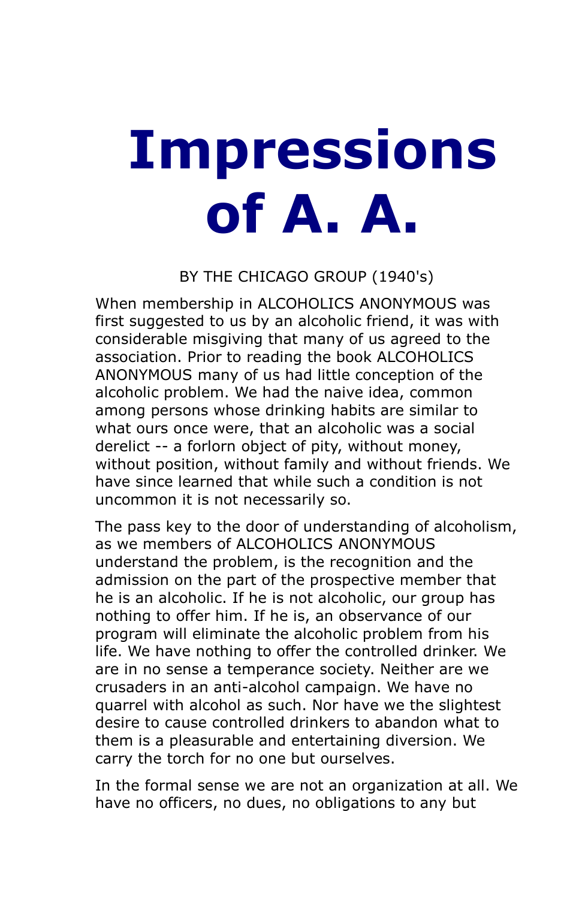# Impressions of A. A.

BY THE CHICAGO GROUP (1940's)

When membership in ALCOHOLICS ANONYMOUS was first suggested to us by an alcoholic friend, it was with considerable misgiving that many of us agreed to the association. Prior to reading the book ALCOHOLICS ANONYMOUS many of us had little conception of the alcoholic problem. We had the naive idea, common among persons whose drinking habits are similar to what ours once were, that an alcoholic was a social derelict -- a forlorn object of pity, without money, without position, without family and without friends. We have since learned that while such a condition is not uncommon it is not necessarily so.

The pass key to the door of understanding of alcoholism, as we members of ALCOHOLICS ANONYMOUS understand the problem, is the recognition and the admission on the part of the prospective member that he is an alcoholic. If he is not alcoholic, our group has nothing to offer him. If he is, an observance of our program will eliminate the alcoholic problem from his life. We have nothing to offer the controlled drinker. We are in no sense a temperance society. Neither are we crusaders in an anti-alcohol campaign. We have no quarrel with alcohol as such. Nor have we the slightest desire to cause controlled drinkers to abandon what to them is a pleasurable and entertaining diversion. We carry the torch for no one but ourselves.

In the formal sense we are not an organization at all. We have no officers, no dues, no obligations to any but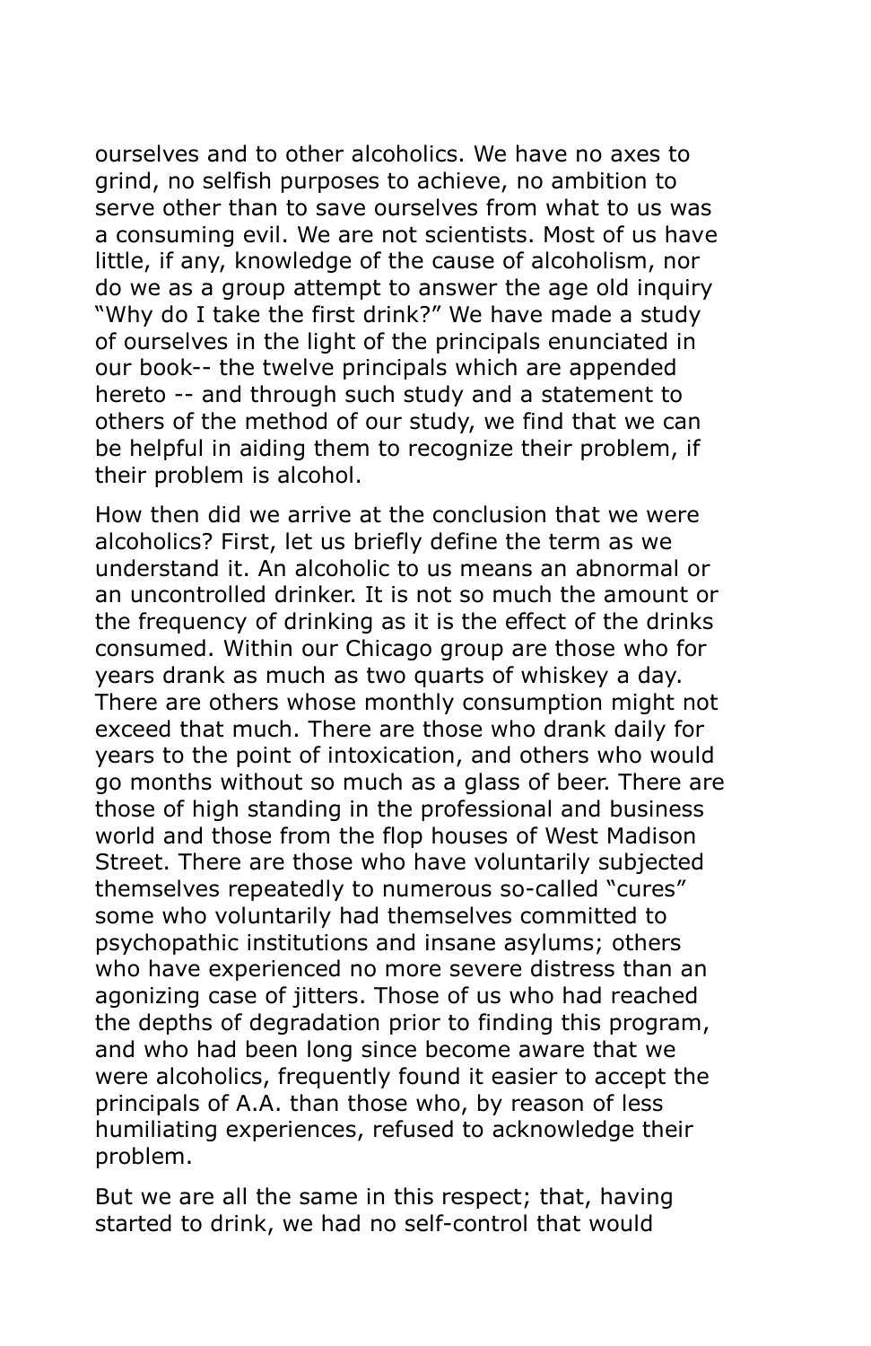ourselves and to other alcoholics. We have no axes to grind, no selfish purposes to achieve, no ambition to serve other than to save ourselves from what to us was a consuming evil. We are not scientists. Most of us have little, if any, knowledge of the cause of alcoholism, nor do we as a group attempt to answer the age old inquiry "Why do I take the first drink?" We have made a study of ourselves in the light of the principals enunciated in our book-- the twelve principals which are appended hereto -- and through such study and a statement to others of the method of our study, we find that we can be helpful in aiding them to recognize their problem, if their problem is alcohol.

How then did we arrive at the conclusion that we were alcoholics? First, let us briefly define the term as we understand it. An alcoholic to us means an abnormal or an uncontrolled drinker. It is not so much the amount or the frequency of drinking as it is the effect of the drinks consumed. Within our Chicago group are those who for years drank as much as two quarts of whiskey a day. There are others whose monthly consumption might not exceed that much. There are those who drank daily for years to the point of intoxication, and others who would go months without so much as a glass of beer. There are those of high standing in the professional and business world and those from the flop houses of West Madison Street. There are those who have voluntarily subjected themselves repeatedly to numerous so-called "cures" some who voluntarily had themselves committed to psychopathic institutions and insane asylums; others who have experienced no more severe distress than an agonizing case of jitters. Those of us who had reached the depths of degradation prior to finding this program, and who had been long since become aware that we were alcoholics, frequently found it easier to accept the principals of A.A. than those who, by reason of less humiliating experiences, refused to acknowledge their problem.

But we are all the same in this respect; that, having started to drink, we had no self-control that would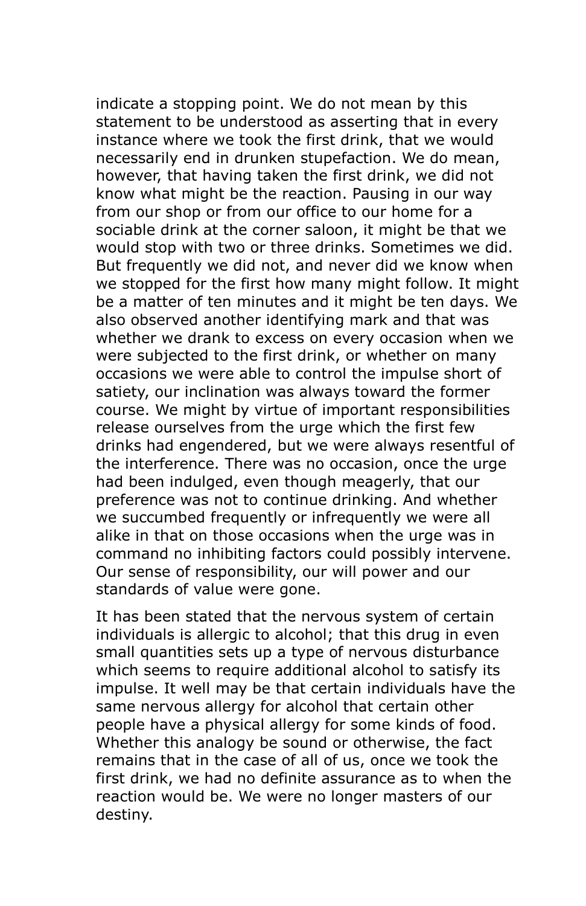indicate a stopping point. We do not mean by this statement to be understood as asserting that in every instance where we took the first drink, that we would necessarily end in drunken stupefaction. We do mean, however, that having taken the first drink, we did not know what might be the reaction. Pausing in our way from our shop or from our office to our home for a sociable drink at the corner saloon, it might be that we would stop with two or three drinks. Sometimes we did. But frequently we did not, and never did we know when we stopped for the first how many might follow. It might be a matter of ten minutes and it might be ten days. We also observed another identifying mark and that was whether we drank to excess on every occasion when we were subjected to the first drink, or whether on many occasions we were able to control the impulse short of satiety, our inclination was always toward the former course. We might by virtue of important responsibilities release ourselves from the urge which the first few drinks had engendered, but we were always resentful of the interference. There was no occasion, once the urge had been indulged, even though meagerly, that our preference was not to continue drinking. And whether we succumbed frequently or infrequently we were all alike in that on those occasions when the urge was in command no inhibiting factors could possibly intervene. Our sense of responsibility, our will power and our standards of value were gone.

It has been stated that the nervous system of certain individuals is allergic to alcohol; that this drug in even small quantities sets up a type of nervous disturbance which seems to require additional alcohol to satisfy its impulse. It well may be that certain individuals have the same nervous allergy for alcohol that certain other people have a physical allergy for some kinds of food. Whether this analogy be sound or otherwise, the fact remains that in the case of all of us, once we took the first drink, we had no definite assurance as to when the reaction would be. We were no longer masters of our destiny.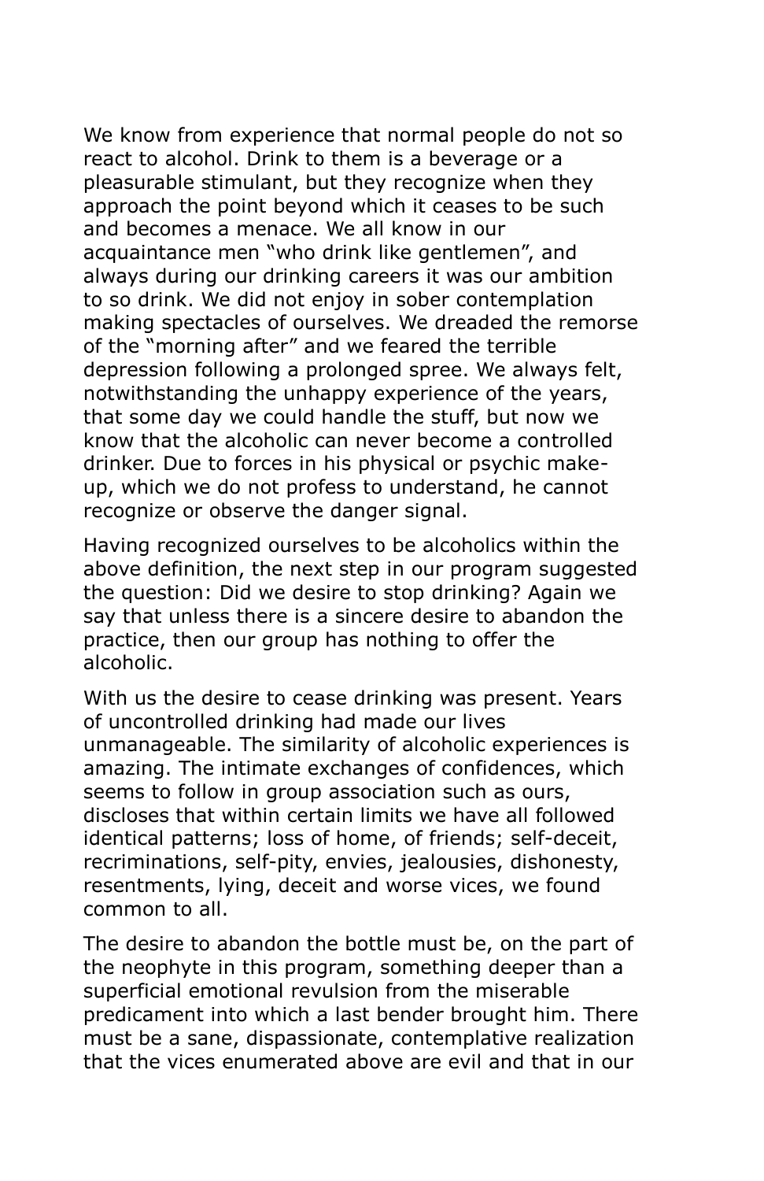We know from experience that normal people do not so react to alcohol. Drink to them is a beverage or a pleasurable stimulant, but they recognize when they approach the point beyond which it ceases to be such and becomes a menace. We all know in our acquaintance men “who drink like gentlemen”, and always during our drinking careers it was our ambition to so drink. We did not enjoy in sober contemplation making spectacles of ourselves. We dreaded the remorse of the “morning after” and we feared the terrible depression following a prolonged spree. We always felt, notwithstanding the unhappy experience of the years, that some day we could handle the stuff, but now we know that the alcoholic can never become a controlled drinker. Due to forces in his physical or psychic make-up, which we do not profess to understand, he cannot recognize or observe the danger signal.

Having recognized ourselves to be alcoholics within the above definition, the next step in our program suggested the question: Did we desire to stop drinking? Again we say that unless there is a sincere desire to abandon the practice, then our group has nothing to offer the alcoholic.

With us the desire to cease drinking was present. Years of uncontrolled drinking had made our lives unmanageable. The similarity of alcoholic experiences is amazing. The intimate exchanges of confidences, which seems to follow in group association such as ours, discloses that within certain limits we have all followed identical patterns; loss of home, of friends; self-deceit, recriminations, self-pity, envies, jealousies, dishonesty, resentments, lying, deceit and worse vices, we found common to all.

The desire to abandon the bottle must be, on the part of the neophyte in this program, something deeper than a superficial emotional revulsion from the miserable predicament into which a last bender brought him. There must be a sane, dispassionate, contemplative realization that the vices enumerated above are evil and that in our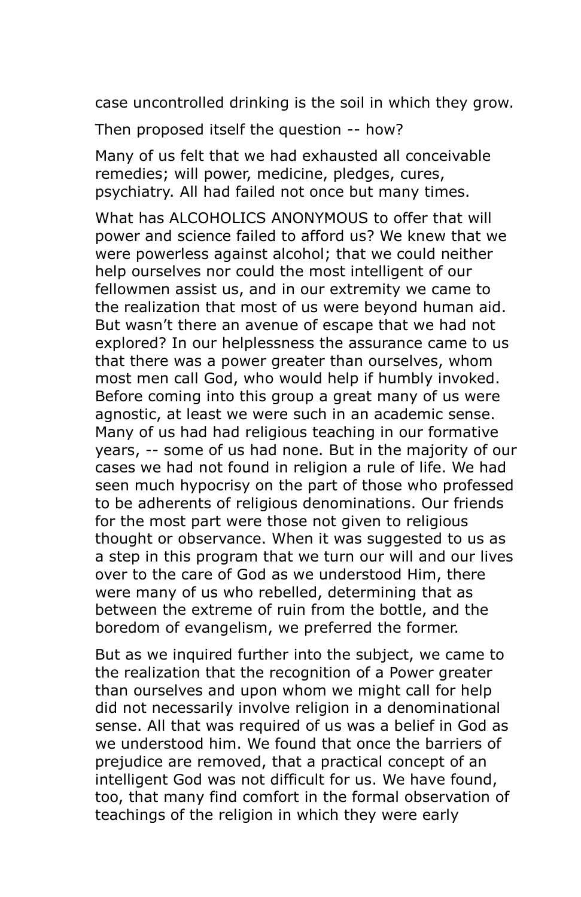case uncontrolled drinking is the soil in which they grow.

Then proposed itself the question -- how?

Many of us felt that we had exhausted all conceivable remedies; will power, medicine, pledges, cures, psychiatry. All had failed not once but many times.

What has ALCOHOLICS ANONYMOUS to offer that will power and science failed to afford us? We knew that we were powerless against alcohol; that we could neither help ourselves nor could the most intelligent of our fellowmen assist us, and in our extremity we came to the realization that most of us were beyond human aid. But wasn't there an avenue of escape that we had not explored? In our helplessness the assurance came to us that there was a power greater than ourselves, whom most men call God, who would help if humbly invoked. Before coming into this group a great many of us were agnostic, at least we were such in an academic sense. Many of us had had religious teaching in our formative years, -- some of us had none. But in the majority of our cases we had not found in religion a rule of life. We had seen much hypocrisy on the part of those who professed to be adherents of religious denominations. Our friends for the most part were those not given to religious thought or observance. When it was suggested to us as a step in this program that we turn our will and our lives over to the care of God as we understood Him, there were many of us who rebelled, determining that as between the extreme of ruin from the bottle, and the boredom of evangelism, we preferred the former.

But as we inquired further into the subject, we came to the realization that the recognition of a Power greater than ourselves and upon whom we might call for help did not necessarily involve religion in a denominational sense. All that was required of us was a belief in God as we understood him. We found that once the barriers of prejudice are removed, that a practical concept of an intelligent God was not difficult for us. We have found, too, that many find comfort in the formal observation of teachings of the religion in which they were early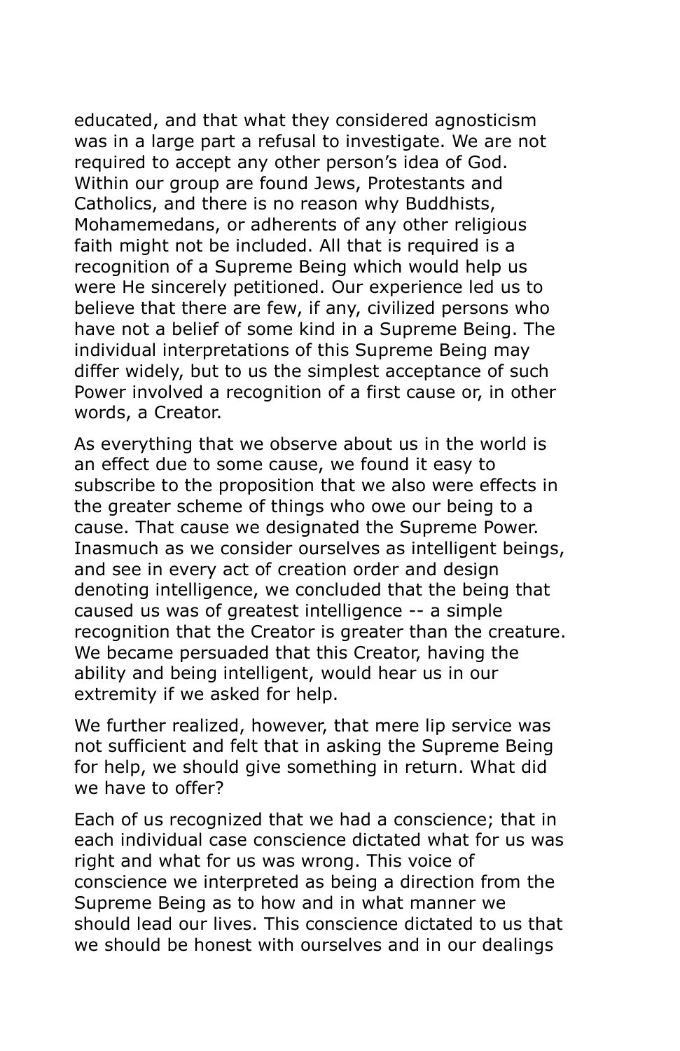educated, and that what they considered agnosticism was in a large part a refusal to investigate. We are not required to accept any other person's idea of God. Within our group are found Jews, Protestants and Catholics, and there is no reason why Buddhists, Mohamemedans, or adherents of any other religious faith might not be included. All that is required is a recognition of a Supreme Being which would help us were He sincerely petitioned. Our experience led us to believe that there are few, if any, civilized persons who have not a belief of some kind in a Supreme Being. The individual interpretations of this Supreme Being may differ widely, but to us the simplest acceptance of such Power involved a recognition of a first cause or, in other words, a Creator.

As everything that we observe about us in the world is an effect due to some cause, we found it easy to subscribe to the proposition that we also were effects in the greater scheme of things who owe our being to a cause. That cause we designated the Supreme Power. Inasmuch as we consider ourselves as intelligent beings, and see in every act of creation order and design denoting intelligence, we concluded that the being that caused us was of greatest intelligence -- a simple recognition that the Creator is greater than the creature. We became persuaded that this Creator, having the ability and being intelligent, would hear us in our extremity if we asked for help.

We further realized, however, that mere lip service was not sufficient and felt that in asking the Supreme Being for help, we should give something in return. What did we have to offer?

Each of us recognized that we had a conscience; that in each individual case conscience dictated what for us was right and what for us was wrong. This voice of conscience we interpreted as being a direction from the Supreme Being as to how and in what manner we should lead our lives. This conscience dictated to us that we should be honest with ourselves and in our dealings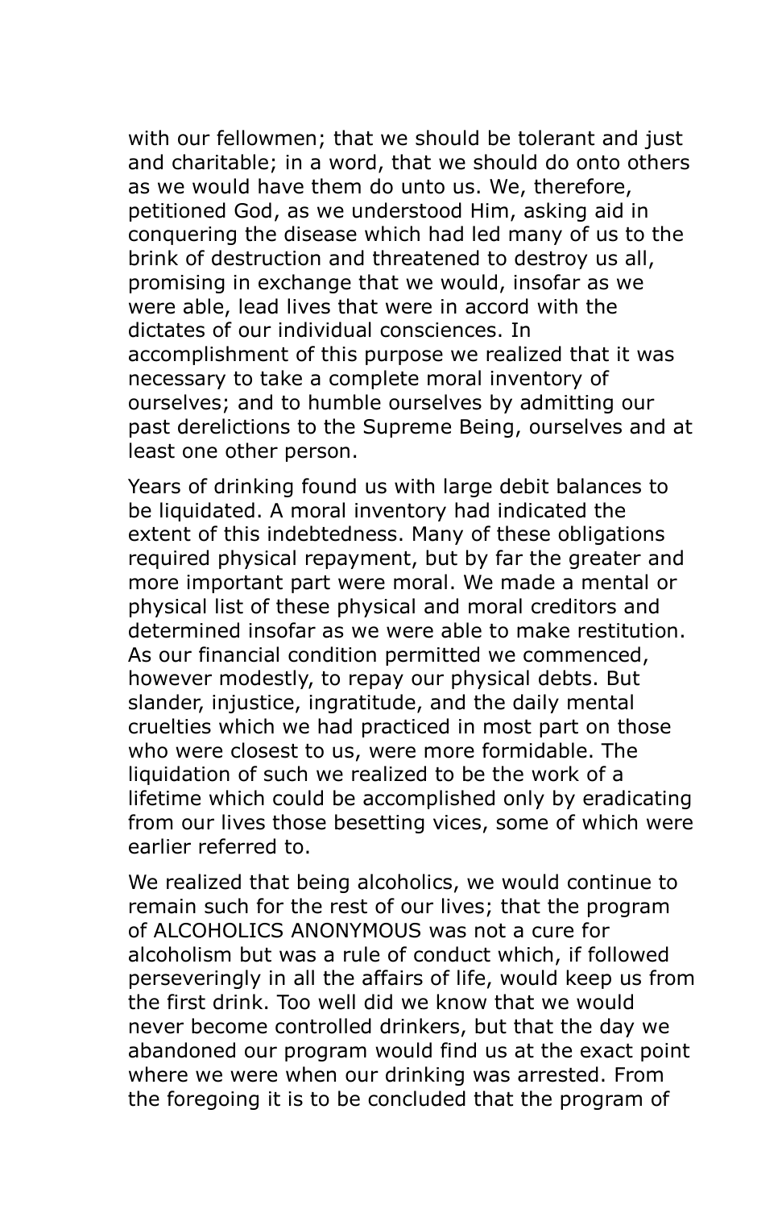with our fellowmen; that we should be tolerant and just and charitable; in a word, that we should do onto others as we would have them do unto us. We, therefore, petitioned God, as we understood Him, asking aid in conquering the disease which had led many of us to the brink of destruction and threatened to destroy us all, promising in exchange that we would, insofar as we were able, lead lives that were in accord with the dictates of our individual consciences. In accomplishment of this purpose we realized that it was necessary to take a complete moral inventory of ourselves; and to humble ourselves by admitting our past derelictions to the Supreme Being, ourselves and at least one other person.

Years of drinking found us with large debit balances to be liquidated. A moral inventory had indicated the extent of this indebtedness. Many of these obligations required physical repayment, but by far the greater and more important part were moral. We made a mental or physical list of these physical and moral creditors and determined insofar as we were able to make restitution. As our financial condition permitted we commenced, however modestly, to repay our physical debts. But slander, injustice, ingratitude, and the daily mental cruelties which we had practiced in most part on those who were closest to us, were more formidable. The liquidation of such we realized to be the work of a lifetime which could be accomplished only by eradicating from our lives those besetting vices, some of which were earlier referred to.

We realized that being alcoholics, we would continue to remain such for the rest of our lives; that the program of ALCOHOLICS ANONYMOUS was not a cure for alcoholism but was a rule of conduct which, if followed perseveringly in all the affairs of life, would keep us from the first drink. Too well did we know that we would never become controlled drinkers, but that the day we abandoned our program would find us at the exact point where we were when our drinking was arrested. From the foregoing it is to be concluded that the program of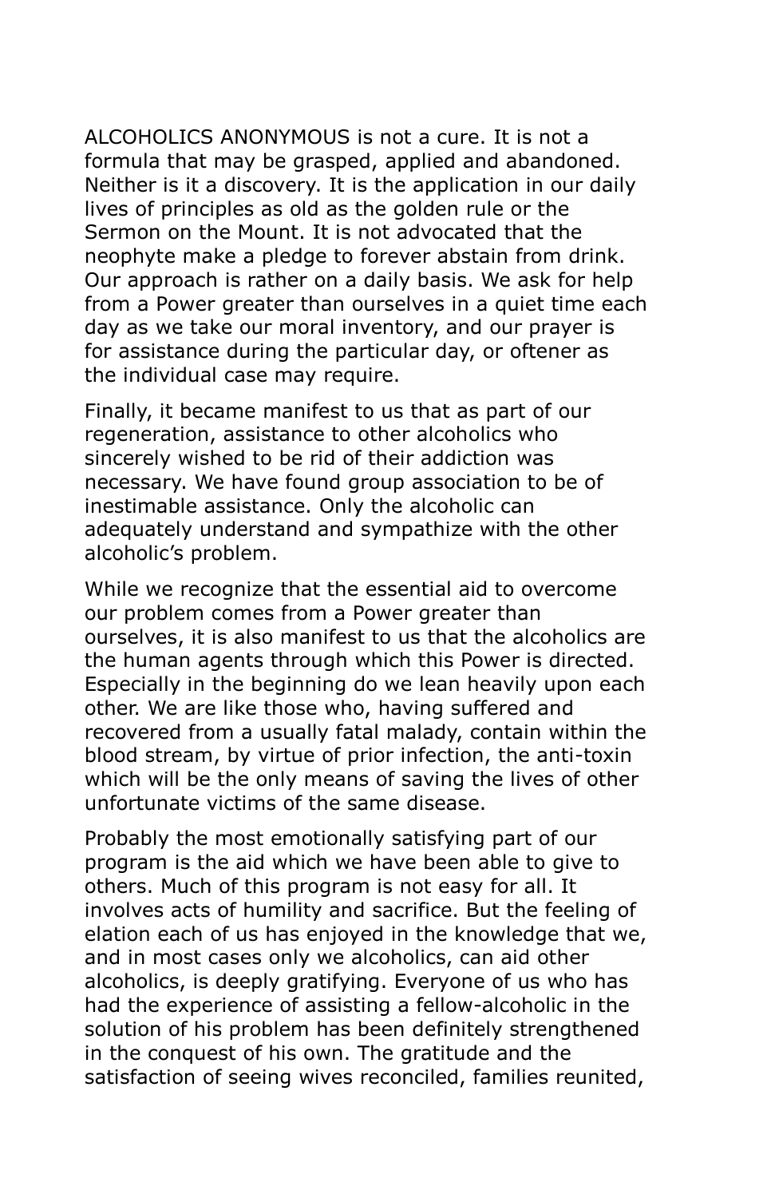ALCOHOLICS ANONYMOUS is not a cure. It is not a formula that may be grasped, applied and abandoned. Neither is it a discovery. It is the application in our daily lives of principles as old as the golden rule or the Sermon on the Mount. It is not advocated that the neophyte make a pledge to forever abstain from drink. Our approach is rather on a daily basis. We ask for help from a Power greater than ourselves in a quiet time each day as we take our moral inventory, and our prayer is for assistance during the particular day, or oftener as the individual case may require.

Finally, it became manifest to us that as part of our regeneration, assistance to other alcoholics who sincerely wished to be rid of their addiction was necessary. We have found group association to be of inestimable assistance. Only the alcoholic can adequately understand and sympathize with the other alcoholic's problem.

While we recognize that the essential aid to overcome our problem comes from a Power greater than ourselves, it is also manifest to us that the alcoholics are the human agents through which this Power is directed. Especially in the beginning do we lean heavily upon each other. We are like those who, having suffered and recovered from a usually fatal malady, contain within the blood stream, by virtue of prior infection, the anti-toxin which will be the only means of saving the lives of other unfortunate victims of the same disease.

Probably the most emotionally satisfying part of our program is the aid which we have been able to give to others. Much of this program is not easy for all. It involves acts of humility and sacrifice. But the feeling of elation each of us has enjoyed in the knowledge that we, and in most cases only we alcoholics, can aid other alcoholics, is deeply gratifying. Everyone of us who has had the experience of assisting a fellow-alcoholic in the solution of his problem has been definitely strengthened in the conquest of his own. The gratitude and the satisfaction of seeing wives reconciled, families reunited,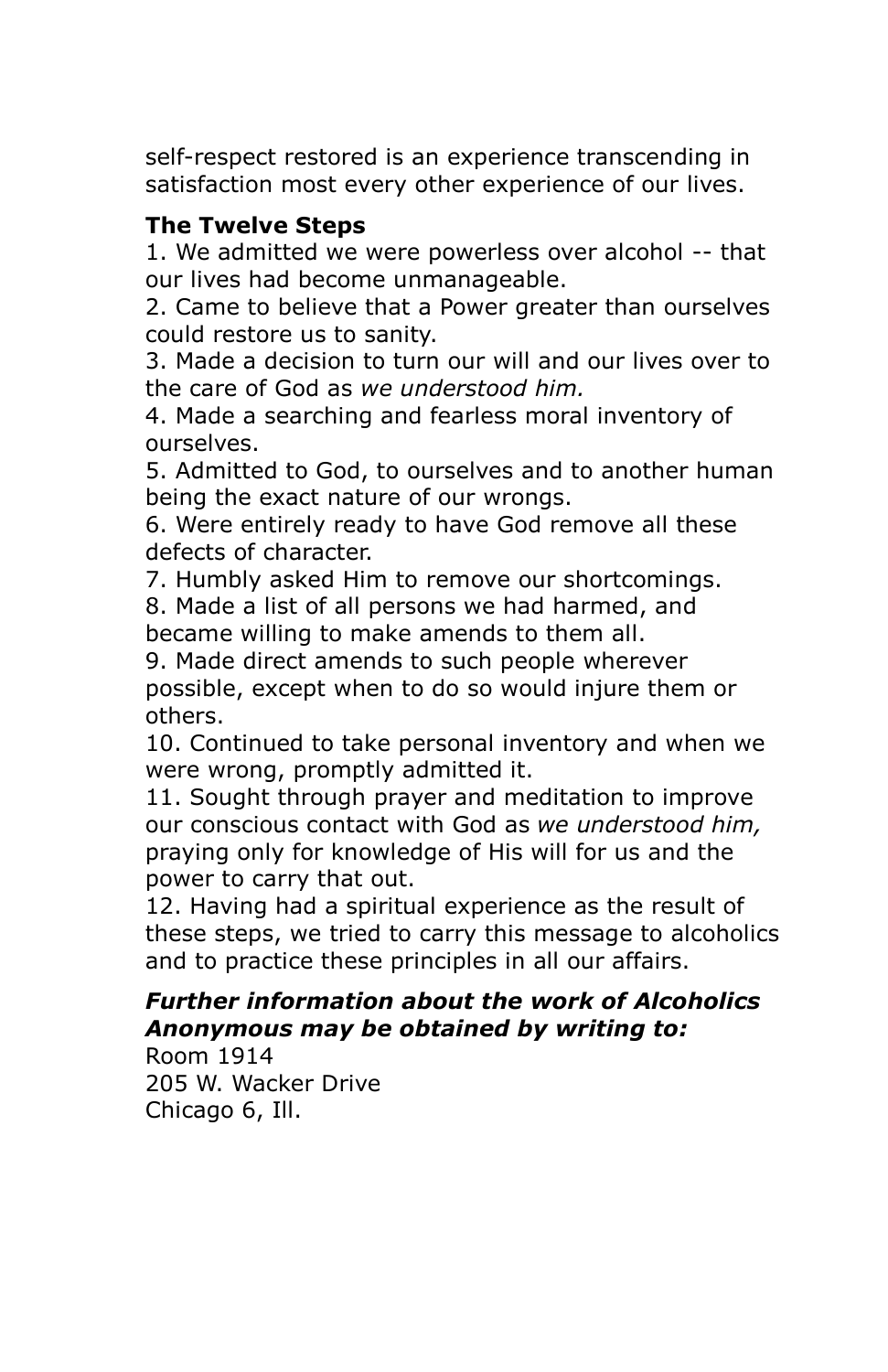self-respect restored is an experience transcending in satisfaction most every other experience of our lives.

**The Twelve Steps**

1. We admitted we were powerless over alcohol -- that our lives had become unmanageable.
2. Came to believe that a Power greater than ourselves could restore us to sanity.
3. Made a decision to turn our will and our lives over to the care of God as *we understood him.*
4. Made a searching and fearless moral inventory of ourselves.
5. Admitted to God, to ourselves and to another human being the exact nature of our wrongs.
6. Were entirely ready to have God remove all these defects of character.
7. Humbly asked Him to remove our shortcomings.
8. Made a list of all persons we had harmed, and became willing to make amends to them all.
9. Made direct amends to such people wherever possible, except when to do so would injure them or others.
10. Continued to take personal inventory and when we were wrong, promptly admitted it.
11. Sought through prayer and meditation to improve our conscious contact with God as *we understood him,* praying only for knowledge of His will for us and the power to carry that out.
12. Having had a spiritual experience as the result of these steps, we tried to carry this message to alcoholics and to practice these principles in all our affairs.

***Further information about the work of Alcoholics Anonymous may be obtained by writing to:***

Room 1914
205 W. Wacker Drive
Chicago 6, Ill.